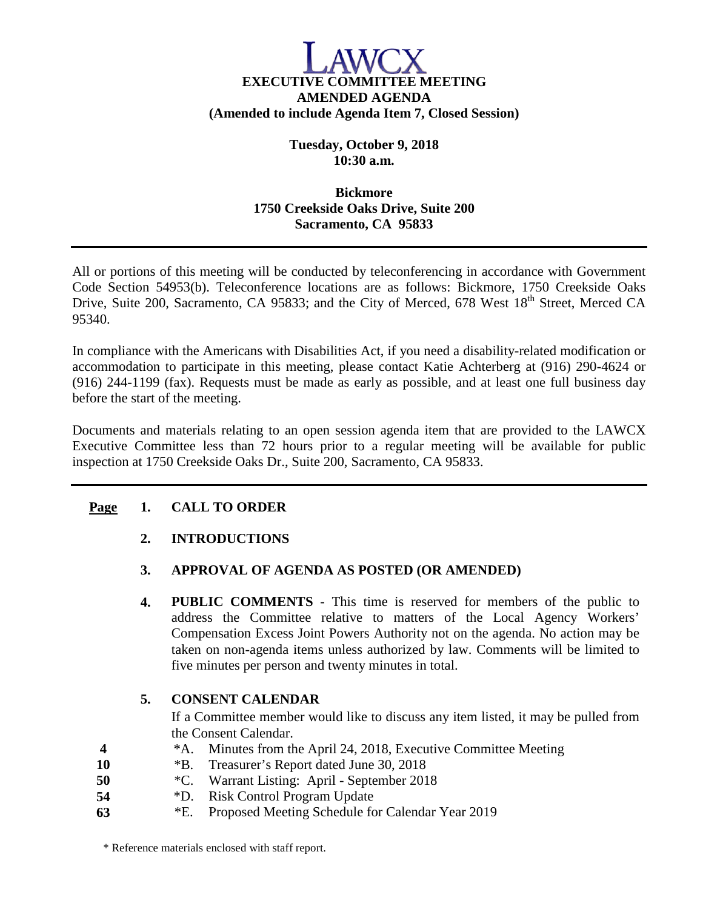# LAWCX

## EXECUTIVE COMMITTEE MEETING
## AMENDED AGENDA
**(Amended to include Agenda Item 7, Closed Session)**

**Tuesday, October 9, 2018**
**10:30 a.m.**

**Bickmore**
**1750 Creekside Oaks Drive, Suite 200**
**Sacramento, CA 95833**

---

All or portions of this meeting will be conducted by teleconferencing in accordance with Government Code Section 54953(b). Teleconference locations are as follows: Bickmore, 1750 Creekside Oaks Drive, Suite 200, Sacramento, CA 95833; and the City of Merced, 678 West 18th Street, Merced CA 95340.

In compliance with the Americans with Disabilities Act, if you need a disability-related modification or accommodation to participate in this meeting, please contact Katie Achterberg at (916) 290-4624 or (916) 244-1199 (fax). Requests must be made as early as possible, and at least one full business day before the start of the meeting.

Documents and materials relating to an open session agenda item that are provided to the LAWCX Executive Committee less than 72 hours prior to a regular meeting will be available for public inspection at 1750 Creekside Oaks Dr., Suite 200, Sacramento, CA 95833.

---

**Page**

**1. CALL TO ORDER**

**2. INTRODUCTIONS**

**3. APPROVAL OF AGENDA AS POSTED (OR AMENDED)**

**4. PUBLIC COMMENTS** - This time is reserved for members of the public to address the Committee relative to matters of the Local Agency Workers' Compensation Excess Joint Powers Authority not on the agenda. No action may be taken on non-agenda items unless authorized by law. Comments will be limited to five minutes per person and twenty minutes in total.

**5. CONSENT CALENDAR**

If a Committee member would like to discuss any item listed, it may be pulled from the Consent Calendar.

| Page | Item | Description |
|---|---|---|
| 4 | *A. | Minutes from the April 24, 2018, Executive Committee Meeting |
| 10 | *B. | Treasurer's Report dated June 30, 2018 |
| 50 | *C. | Warrant Listing: April - September 2018 |
| 54 | *D. | Risk Control Program Update |
| 63 | *E. | Proposed Meeting Schedule for Calendar Year 2019 |

\* Reference materials enclosed with staff report.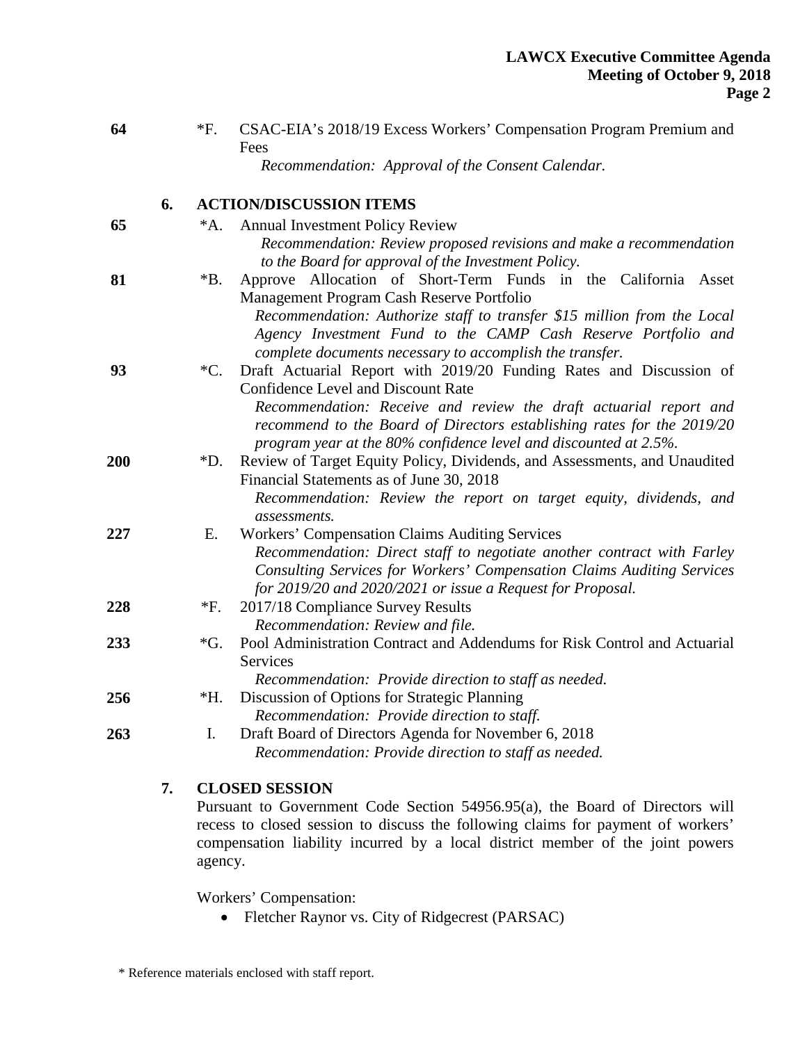64 *F. CSAC-EIA's 2018/19 Excess Workers' Compensation Program Premium and Fees
*Recommendation: Approval of the Consent Calendar.*

**6. ACTION/DISCUSSION ITEMS**

65 *A. Annual Investment Policy Review
*Recommendation: Review proposed revisions and make a recommendation to the Board for approval of the Investment Policy.*

81 *B. Approve Allocation of Short-Term Funds in the California Asset Management Program Cash Reserve Portfolio
*Recommendation: Authorize staff to transfer $15 million from the Local Agency Investment Fund to the CAMP Cash Reserve Portfolio and complete documents necessary to accomplish the transfer.*

93 *C. Draft Actuarial Report with 2019/20 Funding Rates and Discussion of Confidence Level and Discount Rate
*Recommendation: Receive and review the draft actuarial report and recommend to the Board of Directors establishing rates for the 2019/20 program year at the 80% confidence level and discounted at 2.5%.*

200 *D. Review of Target Equity Policy, Dividends, and Assessments, and Unaudited Financial Statements as of June 30, 2018
*Recommendation: Review the report on target equity, dividends, and assessments.*

227 E. Workers' Compensation Claims Auditing Services
*Recommendation: Direct staff to negotiate another contract with Farley Consulting Services for Workers' Compensation Claims Auditing Services for 2019/20 and 2020/2021 or issue a Request for Proposal.*

228 *F. 2017/18 Compliance Survey Results
*Recommendation: Review and file.*

233 *G. Pool Administration Contract and Addendums for Risk Control and Actuarial Services
*Recommendation: Provide direction to staff as needed.*

256 *H. Discussion of Options for Strategic Planning
*Recommendation: Provide direction to staff.*

263 I. Draft Board of Directors Agenda for November 6, 2018
*Recommendation: Provide direction to staff as needed.*

**7. CLOSED SESSION**

Pursuant to Government Code Section 54956.95(a), the Board of Directors will recess to closed session to discuss the following claims for payment of workers' compensation liability incurred by a local district member of the joint powers agency.

Workers' Compensation:

- Fletcher Raynor vs. City of Ridgecrest (PARSAC)

\* Reference materials enclosed with staff report.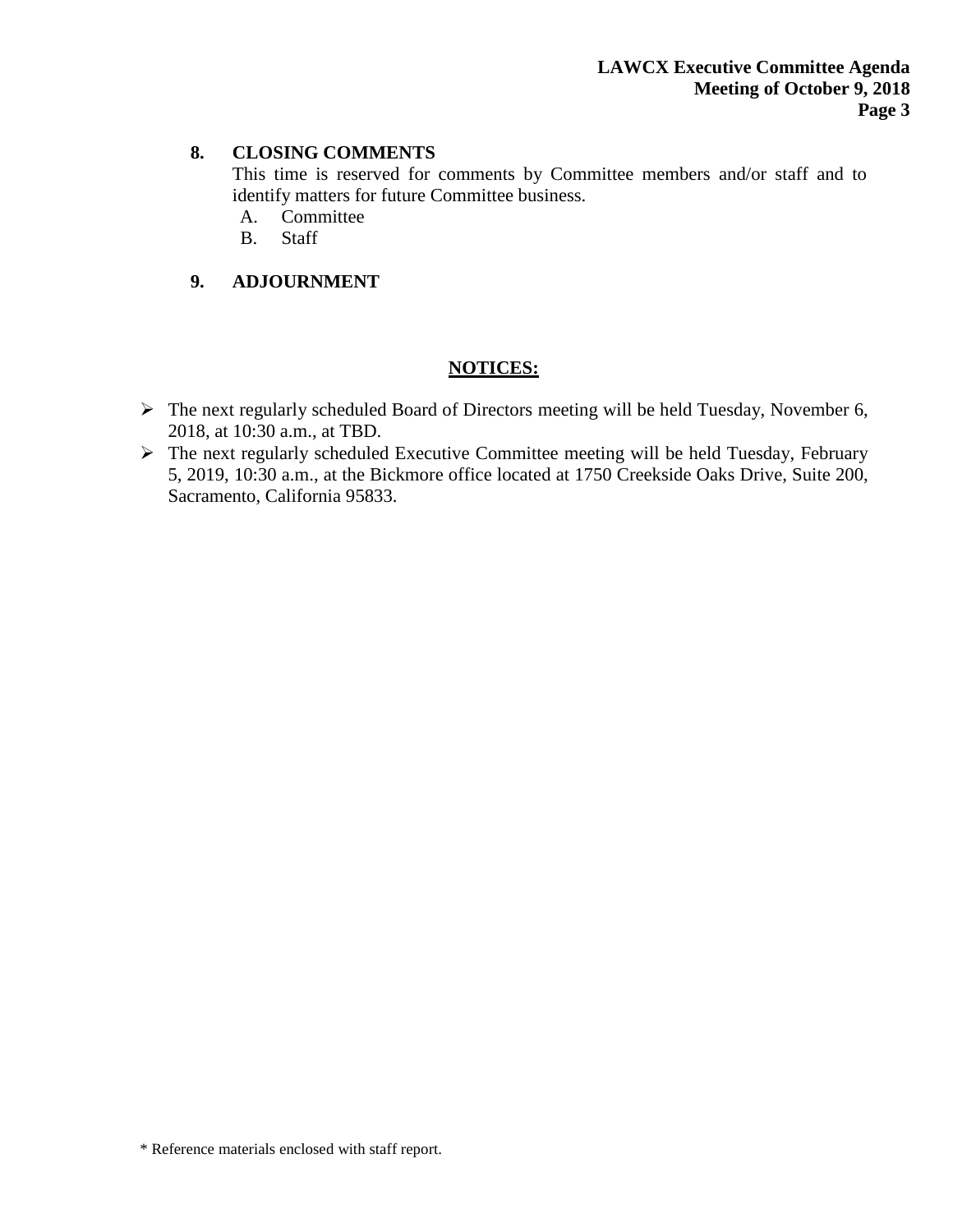**8. CLOSING COMMENTS**

This time is reserved for comments by Committee members and/or staff and to identify matters for future Committee business.

A. Committee
B. Staff

**9. ADJOURNMENT**

**NOTICES:**

- The next regularly scheduled Board of Directors meeting will be held Tuesday, November 6, 2018, at 10:30 a.m., at TBD.
- The next regularly scheduled Executive Committee meeting will be held Tuesday, February 5, 2019, 10:30 a.m., at the Bickmore office located at 1750 Creekside Oaks Drive, Suite 200, Sacramento, California 95833.

\* Reference materials enclosed with staff report.